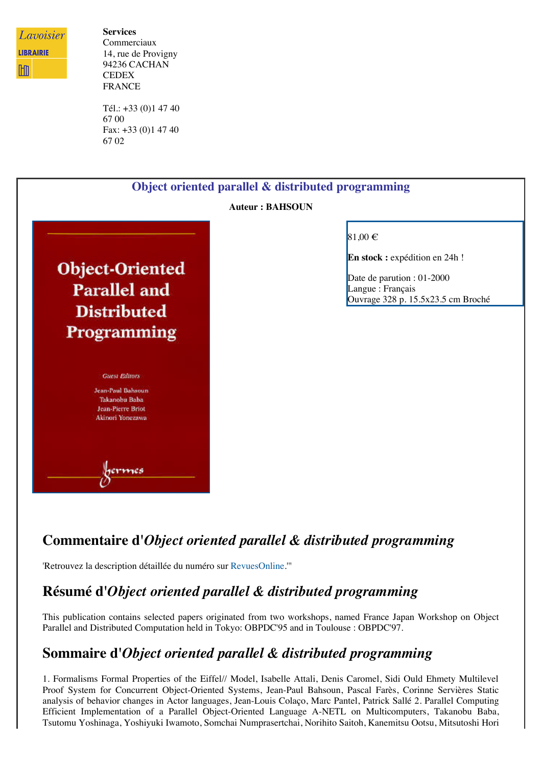**Services**
Commerciaux
14, rue de Provigny
94236 CACHAN
CEDEX
FRANCE

Tél.: +33 (0)1 47 40 67 00
Fax: +33 (0)1 47 40 67 02

# Object oriented parallel & distributed programming

**Auteur : BAHSOUN**

81,00 €

**En stock :** expédition en 24h !

Date de parution : 01-2000
Langue : Français
Ouvrage 328 p. 15.5x23.5 cm Broché

## Commentaire d'*Object oriented parallel & distributed programming*

'Retrouvez la description détaillée du numéro sur RevuesOnline."'

## Résumé d'*Object oriented parallel & distributed programming*

This publication contains selected papers originated from two workshops, named France Japan Workshop on Object Parallel and Distributed Computation held in Tokyo: OBPDC'95 and in Toulouse : OBPDC'97.

## Sommaire d'*Object oriented parallel & distributed programming*

1. Formalisms Formal Properties of the Eiffel// Model, Isabelle Attali, Denis Caromel, Sidi Ould Ehmety Multilevel Proof System for Concurrent Object-Oriented Systems, Jean-Paul Bahsoun, Pascal Farès, Corinne Servières Static analysis of behavior changes in Actor languages, Jean-Louis Colaço, Marc Pantel, Patrick Sallé 2. Parallel Computing Efficient Implementation of a Parallel Object-Oriented Language A-NETL on Multicomputers, Takanobu Baba, Tsutomu Yoshinaga, Yoshiyuki Iwamoto, Somchai Numprasertchai, Norihito Saitoh, Kanemitsu Ootsu, Mitsutoshi Hori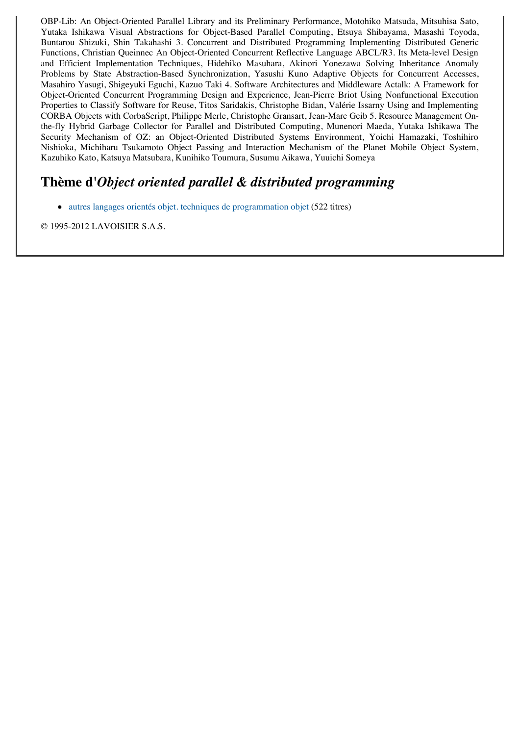OBP-Lib: An Object-Oriented Parallel Library and its Preliminary Performance, Motohiko Matsuda, Mitsuhisa Sato, Yutaka Ishikawa Visual Abstractions for Object-Based Parallel Computing, Etsuya Shibayama, Masashi Toyoda, Buntarou Shizuki, Shin Takahashi 3. Concurrent and Distributed Programming Implementing Distributed Generic Functions, Christian Queinnec An Object-Oriented Concurrent Reflective Language ABCL/R3. Its Meta-level Design and Efficient Implementation Techniques, Hidehiko Masuhara, Akinori Yonezawa Solving Inheritance Anomaly Problems by State Abstraction-Based Synchronization, Yasushi Kuno Adaptive Objects for Concurrent Accesses, Masahiro Yasugi, Shigeyuki Eguchi, Kazuo Taki 4. Software Architectures and Middleware Actalk: A Framework for Object-Oriented Concurrent Programming Design and Experience, Jean-Pierre Briot Using Nonfunctional Execution Properties to Classify Software for Reuse, Titos Saridakis, Christophe Bidan, Valérie Issarny Using and Implementing CORBA Objects with CorbaScript, Philippe Merle, Christophe Gransart, Jean-Marc Geib 5. Resource Management On-the-fly Hybrid Garbage Collector for Parallel and Distributed Computing, Munenori Maeda, Yutaka Ishikawa The Security Mechanism of OZ: an Object-Oriented Distributed Systems Environment, Yoichi Hamazaki, Toshihiro Nishioka, Michiharu Tsukamoto Object Passing and Interaction Mechanism of the Planet Mobile Object System, Kazuhiko Kato, Katsuya Matsubara, Kunihiko Toumura, Susumu Aikawa, Yuuichi Someya

## Thème d'*Object oriented parallel & distributed programming*

- autres langages orientés objet. techniques de programmation objet (522 titres)

© 1995-2012 LAVOISIER S.A.S.